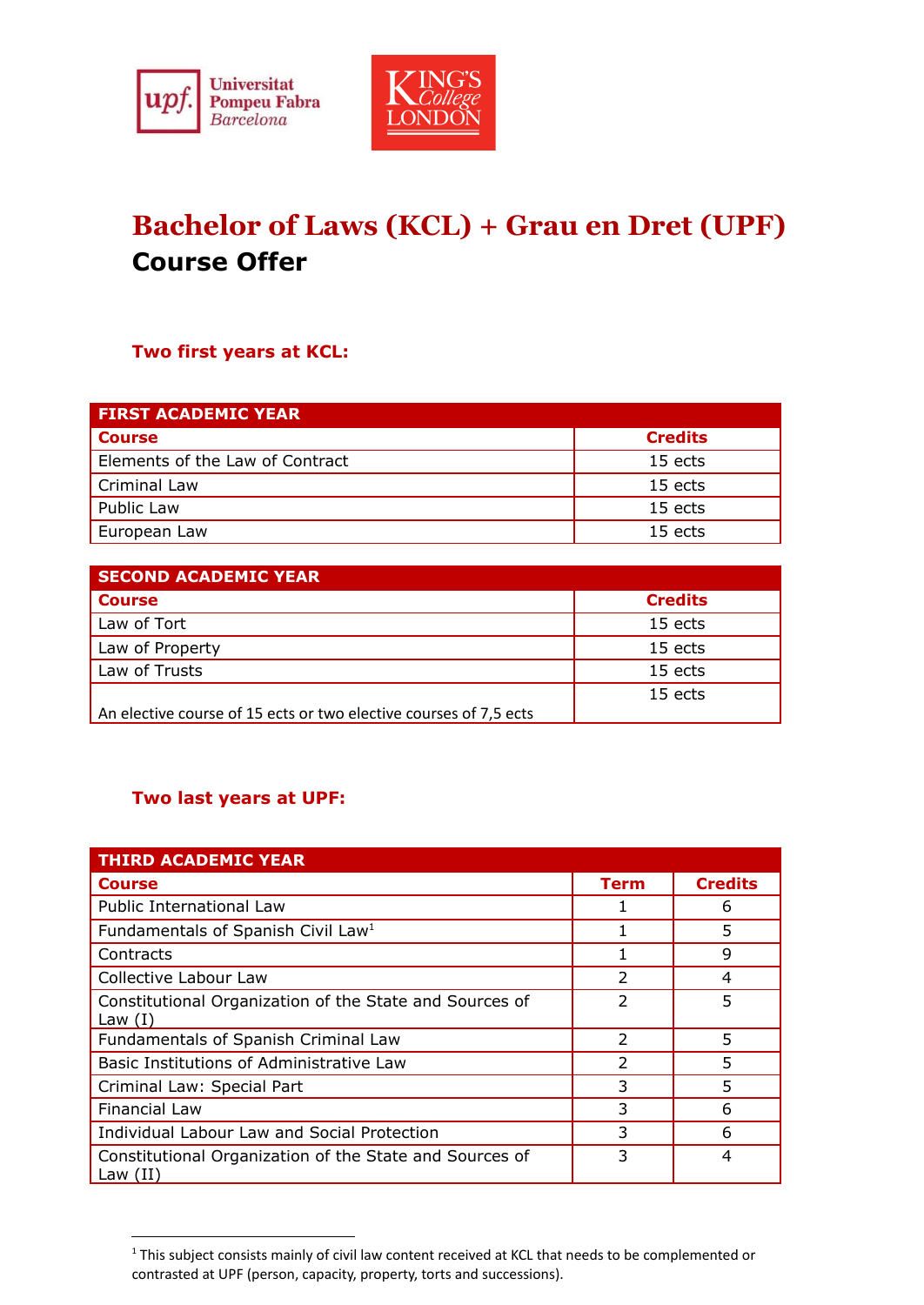# Bachelor of Laws (KCL) + Grau en Dret (UPF)

## Course Offer

### Two first years at KCL:

| FIRST ACADEMIC YEAR | |
|---|---|
| **Course** | **Credits** |
| Elements of the Law of Contract | 15 ects |
| Criminal Law | 15 ects |
| Public Law | 15 ects |
| European Law | 15 ects |

| SECOND ACADEMIC YEAR | |
|---|---|
| **Course** | **Credits** |
| Law of Tort | 15 ects |
| Law of Property | 15 ects |
| Law of Trusts | 15 ects |
| An elective course of 15 ects or two elective courses of 7,5 ects | 15 ects |

### Two last years at UPF:

| THIRD ACADEMIC YEAR | | |
|---|---|---|
| **Course** | **Term** | **Credits** |
| Public International Law | 1 | 6 |
| Fundamentals of Spanish Civil Law[1] | 1 | 5 |
| Contracts | 1 | 9 |
| Collective Labour Law | 2 | 4 |
| Constitutional Organization of the State and Sources of Law (I) | 2 | 5 |
| Fundamentals of Spanish Criminal Law | 2 | 5 |
| Basic Institutions of Administrative Law | 2 | 5 |
| Criminal Law: Special Part | 3 | 5 |
| Financial Law | 3 | 6 |
| Individual Labour Law and Social Protection | 3 | 6 |
| Constitutional Organization of the State and Sources of Law (II) | 3 | 4 |

[1] This subject consists mainly of civil law content received at KCL that needs to be complemented or contrasted at UPF (person, capacity, property, torts and successions).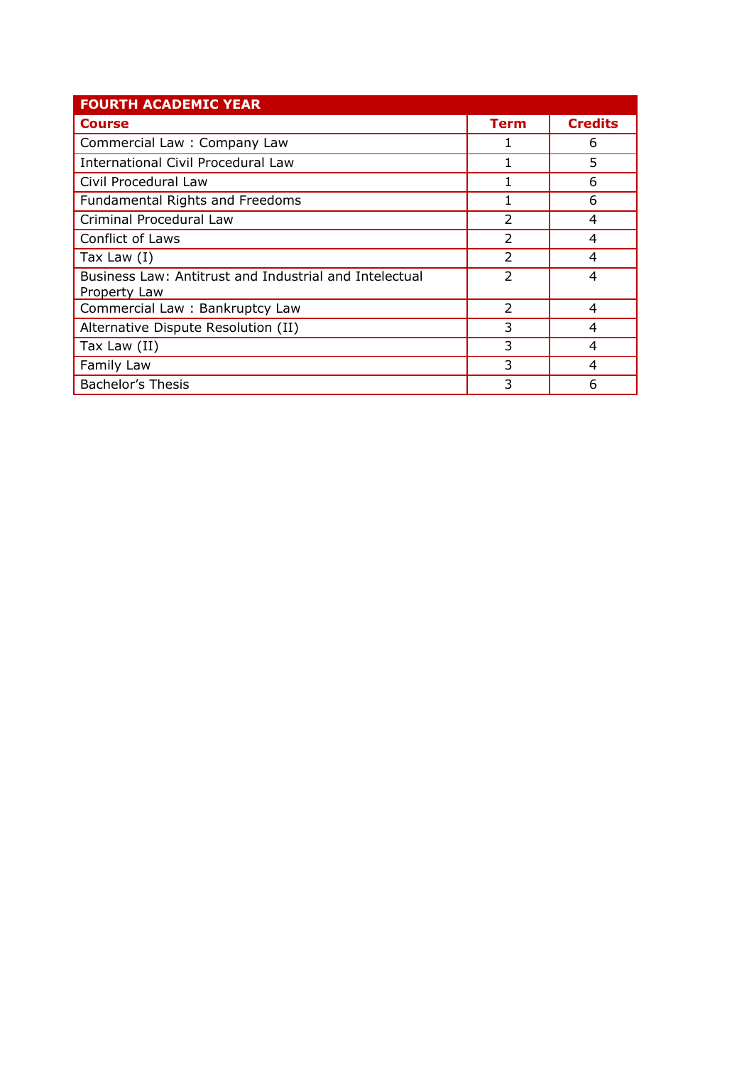| FOURTH ACADEMIC YEAR | | |
|---|---|---|
| **Course** | **Term** | **Credits** |
| Commercial Law : Company Law | 1 | 6 |
| International Civil Procedural Law | 1 | 5 |
| Civil Procedural Law | 1 | 6 |
| Fundamental Rights and Freedoms | 1 | 6 |
| Criminal Procedural Law | 2 | 4 |
| Conflict of Laws | 2 | 4 |
| Tax Law (I) | 2 | 4 |
| Business Law: Antitrust and Industrial and Intelectual Property Law | 2 | 4 |
| Commercial Law : Bankruptcy Law | 2 | 4 |
| Alternative Dispute Resolution (II) | 3 | 4 |
| Tax Law (II) | 3 | 4 |
| Family Law | 3 | 4 |
| Bachelor's Thesis | 3 | 6 |